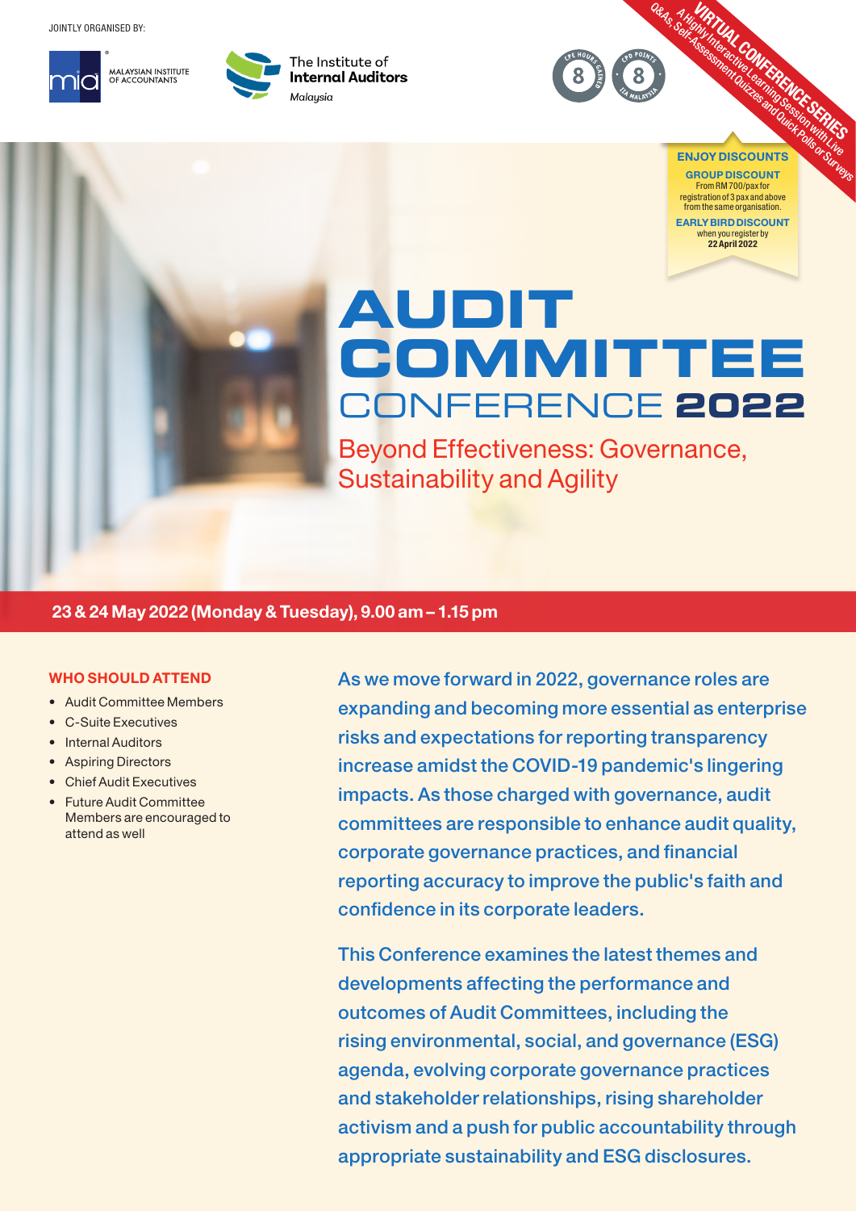JOINTLY ORGANISED BY:

MALAYSIAN INSTITUTE OF ACCOUNTANTS

The Institute of Internal Auditors Malaysia

8 CPE HOURS GAINED

8 CPD POINTS IIA MALAYSIA

**VIRTUAL CONFERENCE SERIES**
A Highly Interactive Learning Session with Live Q&As, Self-Assessment Quizzes and Quick Polls or Surveys

**ENJOY DISCOUNTS**

**GROUP DISCOUNT**
From RM 700/pax for registration of 3 pax and above from the same organisation.

**EARLY BIRD DISCOUNT**
when you register by
**22 April 2022**

# AUDIT COMMITTEE CONFERENCE 2022

## Beyond Effectiveness: Governance, Sustainability and Agility

**23 & 24 May 2022 (Monday & Tuesday), 9.00 am – 1.15 pm**

### WHO SHOULD ATTEND

- Audit Committee Members
- C-Suite Executives
- Internal Auditors
- Aspiring Directors
- Chief Audit Executives
- Future Audit Committee Members are encouraged to attend as well

As we move forward in 2022, governance roles are expanding and becoming more essential as enterprise risks and expectations for reporting transparency increase amidst the COVID-19 pandemic's lingering impacts. As those charged with governance, audit committees are responsible to enhance audit quality, corporate governance practices, and financial reporting accuracy to improve the public's faith and confidence in its corporate leaders.

This Conference examines the latest themes and developments affecting the performance and outcomes of Audit Committees, including the rising environmental, social, and governance (ESG) agenda, evolving corporate governance practices and stakeholder relationships, rising shareholder activism and a push for public accountability through appropriate sustainability and ESG disclosures.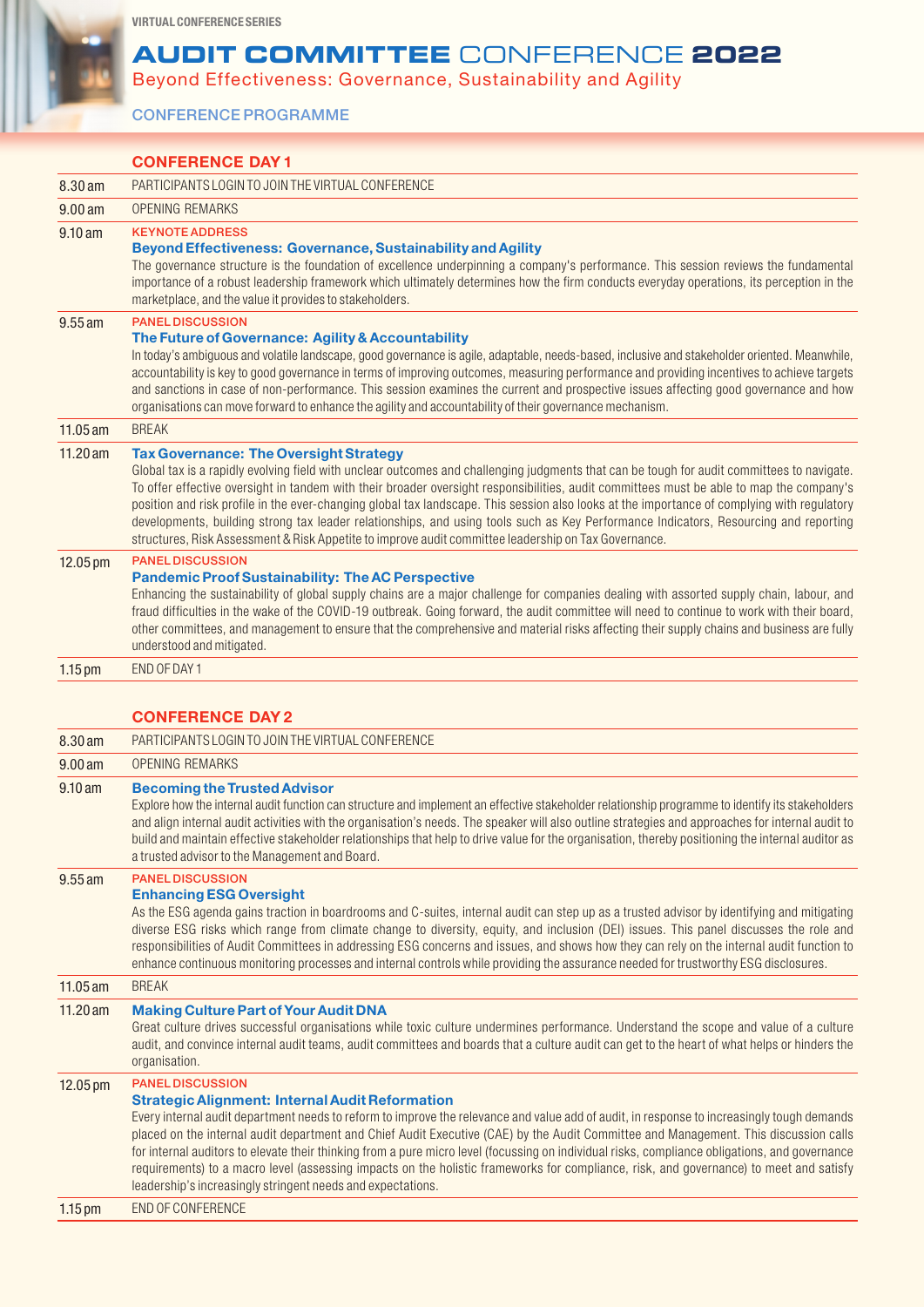VIRTUAL CONFERENCE SERIES

# AUDIT COMMITTEE CONFERENCE 2022

Beyond Effectiveness: Governance, Sustainability and Agility

CONFERENCE PROGRAMME

## CONFERENCE DAY 1

| | |
|---|---|
| 8.30 am | PARTICIPANTS LOGIN TO JOIN THE VIRTUAL CONFERENCE |
| 9.00 am | OPENING REMARKS |
| 9.10 am | **KEYNOTE ADDRESS**<br>**Beyond Effectiveness: Governance, Sustainability and Agility**<br>The governance structure is the foundation of excellence underpinning a company's performance. This session reviews the fundamental importance of a robust leadership framework which ultimately determines how the firm conducts everyday operations, its perception in the marketplace, and the value it provides to stakeholders. |
| 9.55 am | **PANEL DISCUSSION**<br>**The Future of Governance: Agility & Accountability**<br>In today's ambiguous and volatile landscape, good governance is agile, adaptable, needs-based, inclusive and stakeholder oriented. Meanwhile, accountability is key to good governance in terms of improving outcomes, measuring performance and providing incentives to achieve targets and sanctions in case of non-performance. This session examines the current and prospective issues affecting good governance and how organisations can move forward to enhance the agility and accountability of their governance mechanism. |
| 11.05 am | BREAK |
| 11.20 am | **Tax Governance: The Oversight Strategy**<br>Global tax is a rapidly evolving field with unclear outcomes and challenging judgments that can be tough for audit committees to navigate. To offer effective oversight in tandem with their broader oversight responsibilities, audit committees must be able to map the company's position and risk profile in the ever-changing global tax landscape. This session also looks at the importance of complying with regulatory developments, building strong tax leader relationships, and using tools such as Key Performance Indicators, Resourcing and reporting structures, Risk Assessment & Risk Appetite to improve audit committee leadership on Tax Governance. |
| 12.05 pm | **PANEL DISCUSSION**<br>**Pandemic Proof Sustainability: The AC Perspective**<br>Enhancing the sustainability of global supply chains are a major challenge for companies dealing with assorted supply chain, labour, and fraud difficulties in the wake of the COVID-19 outbreak. Going forward, the audit committee will need to continue to work with their board, other committees, and management to ensure that the comprehensive and material risks affecting their supply chains and business are fully understood and mitigated. |
| 1.15 pm | END OF DAY 1 |

## CONFERENCE DAY 2

| | |
|---|---|
| 8.30 am | PARTICIPANTS LOGIN TO JOIN THE VIRTUAL CONFERENCE |
| 9.00 am | OPENING REMARKS |
| 9.10 am | **Becoming the Trusted Advisor**<br>Explore how the internal audit function can structure and implement an effective stakeholder relationship programme to identify its stakeholders and align internal audit activities with the organisation's needs. The speaker will also outline strategies and approaches for internal audit to build and maintain effective stakeholder relationships that help to drive value for the organisation, thereby positioning the internal auditor as a trusted advisor to the Management and Board. |
| 9.55 am | **PANEL DISCUSSION**<br>**Enhancing ESG Oversight**<br>As the ESG agenda gains traction in boardrooms and C-suites, internal audit can step up as a trusted advisor by identifying and mitigating diverse ESG risks which range from climate change to diversity, equity, and inclusion (DEI) issues. This panel discusses the role and responsibilities of Audit Committees in addressing ESG concerns and issues, and shows how they can rely on the internal audit function to enhance continuous monitoring processes and internal controls while providing the assurance needed for trustworthy ESG disclosures. |
| 11.05 am | BREAK |
| 11.20 am | **Making Culture Part of Your Audit DNA**<br>Great culture drives successful organisations while toxic culture undermines performance. Understand the scope and value of a culture audit, and convince internal audit teams, audit committees and boards that a culture audit can get to the heart of what helps or hinders the organisation. |
| 12.05 pm | **PANEL DISCUSSION**<br>**Strategic Alignment: Internal Audit Reformation**<br>Every internal audit department needs to reform to improve the relevance and value add of audit, in response to increasingly tough demands placed on the internal audit department and Chief Audit Executive (CAE) by the Audit Committee and Management. This discussion calls for internal auditors to elevate their thinking from a pure micro level (focussing on individual risks, compliance obligations, and governance requirements) to a macro level (assessing impacts on the holistic frameworks for compliance, risk, and governance) to meet and satisfy leadership's increasingly stringent needs and expectations. |
| 1.15 pm | END OF CONFERENCE |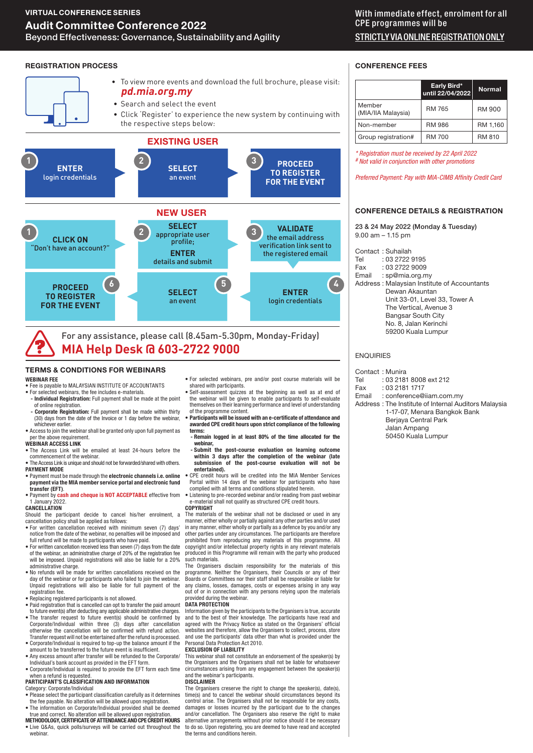VIRTUAL CONFERENCE SERIES

# Audit Committee Conference 2022

Beyond Effectiveness: Governance, Sustainability and Agility

With immediate effect, enrolment for all CPE programmes will be **STRICTLY VIA ONLINE REGISTRATION ONLY**

## REGISTRATION PROCESS

- To view more events and download the full brochure, please visit: ***pd.mia.org.my***
- Search and select the event
- Click 'Register' to experience the new system by continuing with the respective steps below:

### EXISTING USER

1. **ENTER** login credentials
2. **SELECT** an event
3. **PROCEED TO REGISTER FOR THE EVENT**

### NEW USER

1. **CLICK ON** "Don't have an account?"
2. **SELECT** appropriate user profile; **ENTER** details and submit
3. **VALIDATE** the email address verification link sent to the registered email
4. **ENTER** login credentials
5. **SELECT** an event
6. **PROCEED TO REGISTER FOR THE EVENT**

For any assistance, please call (8.45am-5.30pm, Monday-Friday)
**MIA Help Desk @ 603-2722 9000**

## TERMS & CONDITIONS FOR WEBINARS

**WEBINAR FEE**
- Fee is payable to MALAYSIAN INSTITUTE OF ACCOUNTANTS
- For selected webinars, the fee includes e-materials.
  - **Individual Registration:** Full payment shall be made at the point of online registration.
  - **Corporate Registration:** Full payment shall be made within thirty (30) days from the date of the Invoice or 1 day before the webinar, whichever earlier.
- Access to join the webinar shall be granted only upon full payment as per the above requirement.

**WEBINAR ACCESS LINK**
- The Access Link will be emailed at least 24-hours before the commencement of the webinar.
- The Access Link is unique and should not be forwarded/shared with others.

**PAYMENT MODE**
- Payment must be made through the **electronic channels i.e. online payment via the MIA member service portal and electronic fund transfer (EFT)**.
- Payment by **cash and cheque is NOT ACCEPTABLE** effective from 1 January 2022.

**CANCELLATION**

Should the participant decide to cancel his/her enrolment, a cancellation policy shall be applied as follows:
- For written cancellation received with minimum seven (7) days' notice from the date of the webinar, no penalties will be imposed and full refund will be made to participants who have paid.
- For written cancellation received less than seven (7) days from the date of the webinar, an administrative charge of 20% of the registration fee will be imposed. Unpaid registrations will also be liable for a 20% administrative charge.
- No refunds will be made for written cancellations received on the day of the webinar or for participants who failed to join the webinar. Unpaid registrations will also be liable for full payment of the registration fee.
- Replacing registered participants is not allowed.
- Paid registration that is cancelled can opt to transfer the paid amount to future event(s) after deducting any applicable administrative charges.
- The transfer request to future event(s) should be confirmed by Corporate/Individual within three (3) days after cancellation otherwise the cancellation will be confirmed with refund action. Transfer request will not be entertained after the refund is processed.
- Corporate/Individual is required to top-up the balance amount if the amount to be transferred to the future event is insufficient.
- Any excess amount after transfer will be refunded to the Corporate/ Individual's bank account as provided in the EFT form.
- Corporate/Individual is required to provide the EFT form each time when a refund is requested.

**PARTICIPANT'S CLASSIFICATION AND INFORMATION**

Category: Corporate/Individual
- Please select the participant classification carefully as it determines the fee payable. No alteration will be allowed upon registration.
- The information on Corporate/Individual provided shall be deemed true and correct. No alteration will be allowed upon registration.

**METHODOLOGY, CERTIFICATE OF ATTENDANCE AND CPE CREDIT HOURS**
- Live Q&As, quick polls/surveys will be carried out throughout the webinar.
- For selected webinars, pre and/or post course materials will be shared with participants.
- Self-assessment quizzes at the beginning as well as at end of the webinar will be given to enable participants to self-evaluate themselves on their learning performance and level of understanding of the programme content.
- **Participants will be issued with an e-certificate of attendance and awarded CPE credit hours upon strict compliance of the following terms:**
  - **Remain logged in at least 80% of the time allocated for the webinar,**
  - **Submit the post-course evaluation on learning outcome within 3 days after the completion of the webinar (late submission of the post-course evaluation will not be entertained).**
- CPE credit hours will be credited into the MIA Member Services Portal within 14 days of the webinar for participants who have complied with all terms and conditions stipulated herein.
- Listening to pre-recorded webinar and/or reading from past webinar e-material shall not qualify as structured CPE credit hours.

**COPYRIGHT**

The materials of the webinar shall not be disclosed or used in any manner, either wholly or partially against any other parties and/or used in any manner, either wholly or partially as a defence by you and/or any other parties under any circumstances. The participants are therefore prohibited from reproducing any materials of this programme. All copyright and/or intellectual property rights in any relevant materials produced in this Programme will remain with the party who produced such materials.

The Organisers disclaim responsibility for the materials of this programme. Neither the Organisers, their Councils or any of their Boards or Committees nor their staff shall be responsible or liable for any claims, losses, damages, costs or expenses arising in any way out of or in connection with any persons relying upon the materials provided during the webinar.

**DATA PROTECTION**

Information given by the participants to the Organisers is true, accurate and to the best of their knowledge. The participants have read and agreed with the Privacy Notice as stated on the Organisers' official websites and therefore, allow the Organisers to collect, process, store and use the participants' data other than what is provided under the Personal Data Protection Act 2010.

**EXCLUSION OF LIABILITY**

This webinar shall not constitute an endorsement of the speaker(s) by the Organisers and the Organisers shall not be liable for whatsoever circumstances arising from any engagement between the speaker(s) and the webinar's participants.

**DISCLAIMER**

The Organisers reserve the right to change the speaker(s), date(s), time(s) and to cancel the webinar should circumstances beyond its control arise. The Organisers shall not be responsible for any costs, damages or losses incurred by the participant due to the changes and/or cancellation. The Organisers also reserve the right to make alternative arrangements without prior notice should it be necessary to do so. Upon registering, you are deemed to have read and accepted the terms and conditions herein.

## CONFERENCE FEES

| | Early Bird* until 22/04/2022 | Normal |
|---|---|---|
| Member (MIA/IIA Malaysia) | RM 765 | RM 900 |
| Non-member | RM 986 | RM 1,160 |
| Group registration# | RM 700 | RM 810 |

*\* Registration must be received by 22 April 2022*
*# Not valid in conjunction with other promotions*

*Preferred Payment: Pay with MIA-CIMB Affinity Credit Card*

## CONFERENCE DETAILS & REGISTRATION

23 & 24 May 2022 (Monday & Tuesday)
9.00 am – 1.15 pm

Contact : Suhailah
Tel : 03 2722 9195
Fax : 03 2722 9009
Email : sp@mia.org.my
Address : Malaysian Institute of Accountants
Dewan Akauntan
Unit 33-01, Level 33, Tower A
The Vertical, Avenue 3
Bangsar South City
No. 8, Jalan Kerinchi
59200 Kuala Lumpur

## ENQUIRIES

Contact : Munira
Tel : 03 2181 8008 ext 212
Fax : 03 2181 1717
Email : conference@iiam.com.my
Address : The Institute of Internal Auditors Malaysia
1-17-07, Menara Bangkok Bank
Berjaya Central Park
Jalan Ampang
50450 Kuala Lumpur